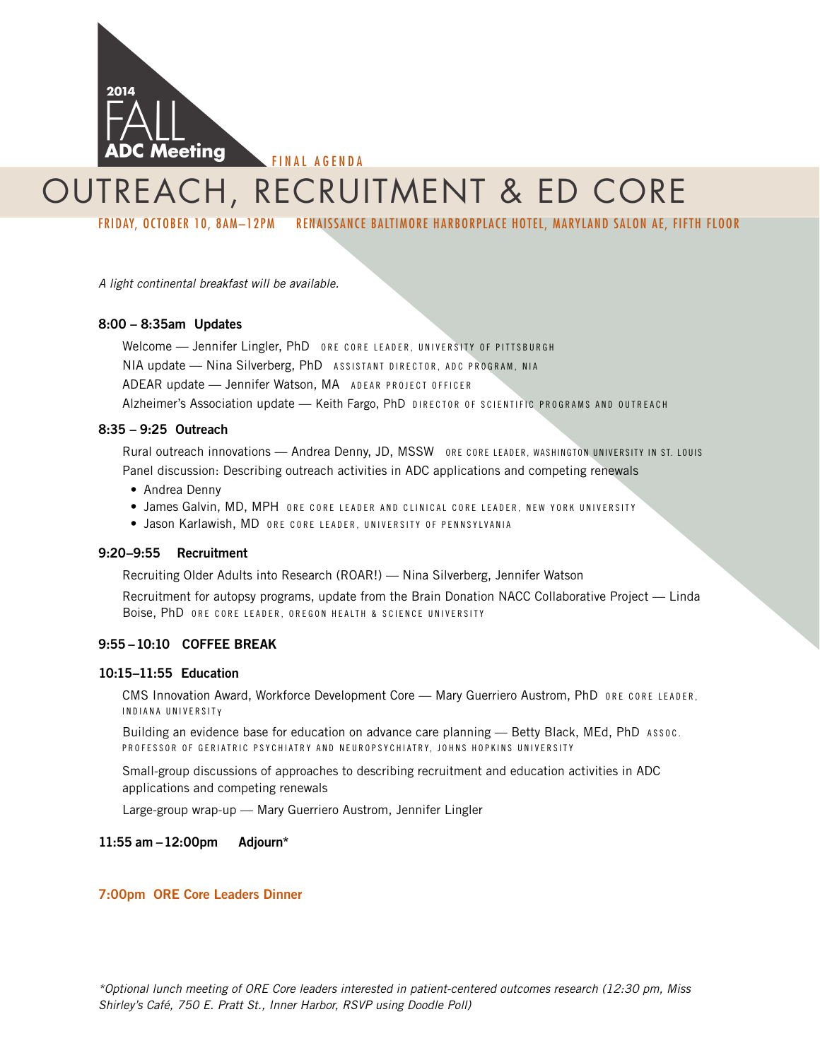2014

FALL

ADC Meeting

FINAL AGENDA

# OUTREACH, RECRUITMENT & ED CORE

FRIDAY, OCTOBER 10, 8AM–12PM    RENAISSANCE BALTIMORE HARBORPLACE HOTEL, MARYLAND SALON AE, FIFTH FLOOR

*A light continental breakfast will be available.*

### 8:00 – 8:35am Updates

Welcome — Jennifer Lingler, PhD ORE CORE LEADER, UNIVERSITY OF PITTSBURGH

NIA update — Nina Silverberg, PhD ASSISTANT DIRECTOR, ADC PROGRAM, NIA

ADEAR update — Jennifer Watson, MA ADEAR PROJECT OFFICER

Alzheimer's Association update — Keith Fargo, PhD DIRECTOR OF SCIENTIFIC PROGRAMS AND OUTREACH

### 8:35 – 9:25 Outreach

Rural outreach innovations — Andrea Denny, JD, MSSW ORE CORE LEADER, WASHINGTON UNIVERSITY IN ST. LOUIS

Panel discussion: Describing outreach activities in ADC applications and competing renewals

- Andrea Denny
- James Galvin, MD, MPH ORE CORE LEADER AND CLINICAL CORE LEADER, NEW YORK UNIVERSITY
- Jason Karlawish, MD ORE CORE LEADER, UNIVERSITY OF PENNSYLVANIA

### 9:20–9:55 Recruitment

Recruiting Older Adults into Research (ROAR!) — Nina Silverberg, Jennifer Watson

Recruitment for autopsy programs, update from the Brain Donation NACC Collaborative Project — Linda Boise, PhD ORE CORE LEADER, OREGON HEALTH & SCIENCE UNIVERSITY

### 9:55 – 10:10 COFFEE BREAK

### 10:15–11:55 Education

CMS Innovation Award, Workforce Development Core — Mary Guerriero Austrom, PhD ORE CORE LEADER, INDIANA UNIVERSITY

Building an evidence base for education on advance care planning — Betty Black, MEd, PhD ASSOC. PROFESSOR OF GERIATRIC PSYCHIATRY AND NEUROPSYCHIATRY, JOHNS HOPKINS UNIVERSITY

Small-group discussions of approaches to describing recruitment and education activities in ADC applications and competing renewals

Large-group wrap-up — Mary Guerriero Austrom, Jennifer Lingler

### 11:55 am – 12:00pm Adjourn*

### 7:00pm ORE Core Leaders Dinner

*\*Optional lunch meeting of ORE Core leaders interested in patient-centered outcomes research (12:30 pm, Miss Shirley's Café, 750 E. Pratt St., Inner Harbor, RSVP using Doodle Poll)*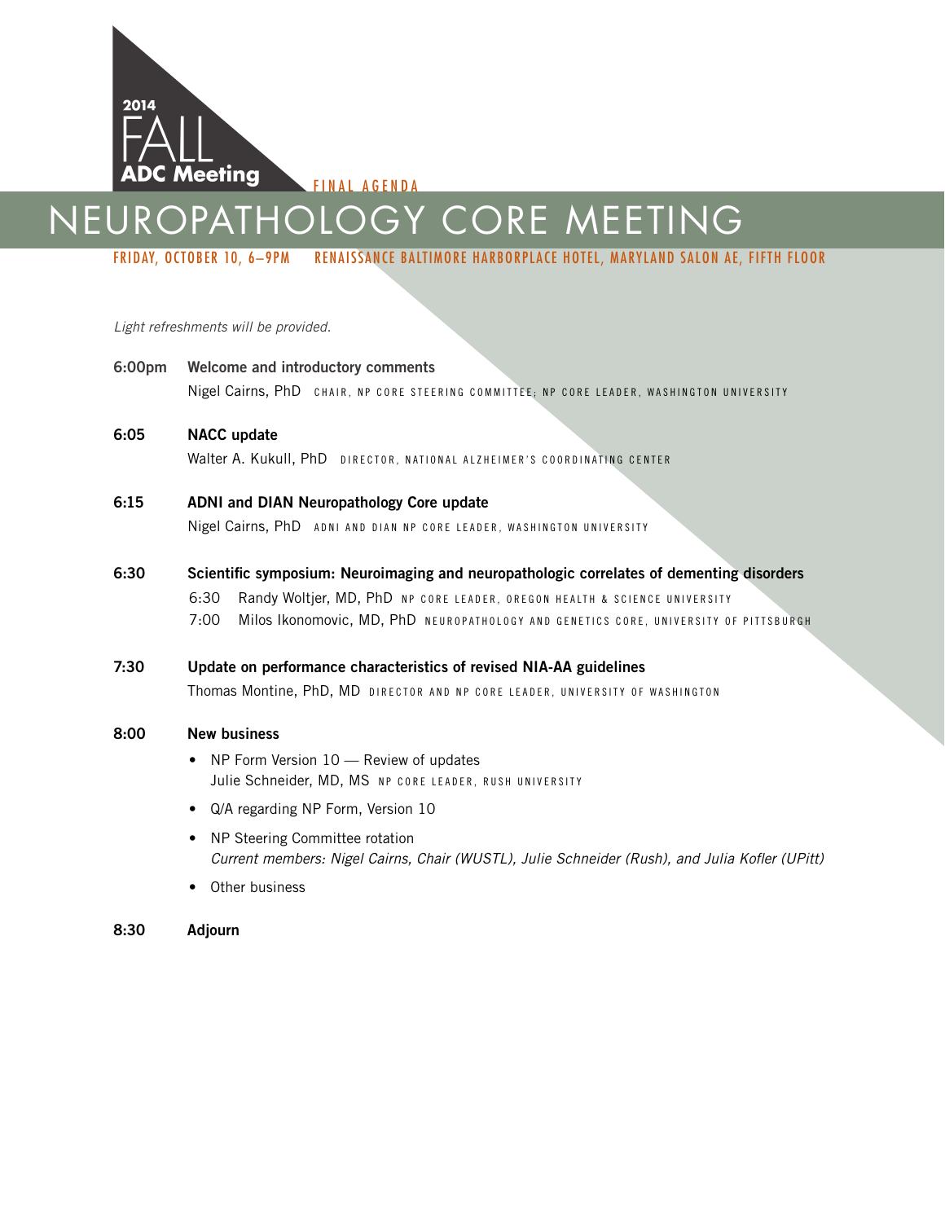2014 FALL ADC Meeting

FINAL AGENDA

# NEUROPATHOLOGY CORE MEETING

FRIDAY, OCTOBER 10, 6–9PM    RENAISSANCE BALTIMORE HARBORPLACE HOTEL, MARYLAND SALON AE, FIFTH FLOOR

*Light refreshments will be provided.*

**6:00pm** **Welcome and introductory comments**
Nigel Cairns, PhD CHAIR, NP CORE STEERING COMMITTEE; NP CORE LEADER, WASHINGTON UNIVERSITY

**6:05** **NACC update**
Walter A. Kukull, PhD DIRECTOR, NATIONAL ALZHEIMER'S COORDINATING CENTER

**6:15** **ADNI and DIAN Neuropathology Core update**
Nigel Cairns, PhD ADNI AND DIAN NP CORE LEADER, WASHINGTON UNIVERSITY

**6:30** **Scientific symposium: Neuroimaging and neuropathologic correlates of dementing disorders**
6:30 Randy Woltjer, MD, PhD NP CORE LEADER, OREGON HEALTH & SCIENCE UNIVERSITY
7:00 Milos Ikonomovic, MD, PhD NEUROPATHOLOGY AND GENETICS CORE, UNIVERSITY OF PITTSBURGH

**7:30** **Update on performance characteristics of revised NIA-AA guidelines**
Thomas Montine, PhD, MD DIRECTOR AND NP CORE LEADER, UNIVERSITY OF WASHINGTON

**8:00** **New business**

- NP Form Version 10 — Review of updates
  Julie Schneider, MD, MS NP CORE LEADER, RUSH UNIVERSITY
- Q/A regarding NP Form, Version 10
- NP Steering Committee rotation
  *Current members: Nigel Cairns, Chair (WUSTL), Julie Schneider (Rush), and Julia Kofler (UPitt)*
- Other business

**8:30** **Adjourn**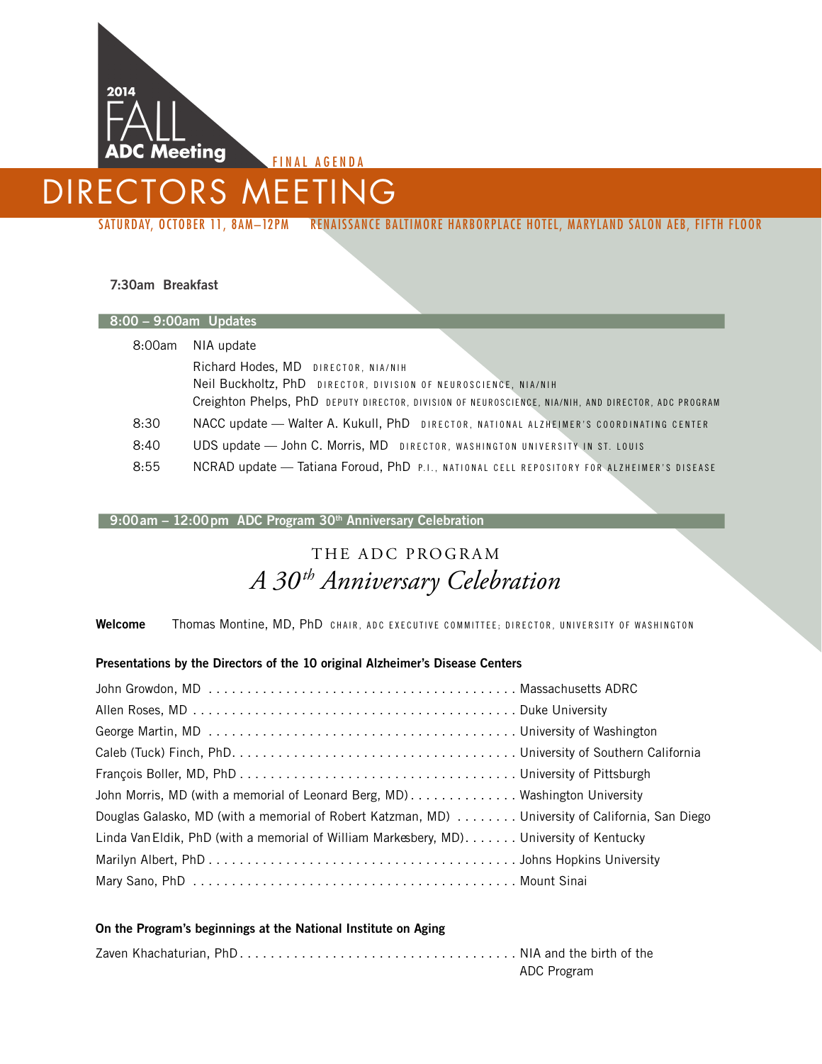2014 FALL ADC Meeting

FINAL AGENDA

# DIRECTORS MEETING

SATURDAY, OCTOBER 11, 8AM–12PM  RENAISSANCE BALTIMORE HARBORPLACE HOTEL, MARYLAND SALON AEB, FIFTH FLOOR

**7:30am Breakfast**

## 8:00 – 9:00am Updates

8:00am NIA update

Richard Hodes, MD DIRECTOR, NIA/NIH
Neil Buckholtz, PhD DIRECTOR, DIVISION OF NEUROSCIENCE, NIA/NIH
Creighton Phelps, PhD DEPUTY DIRECTOR, DIVISION OF NEUROSCIENCE, NIA/NIH, AND DIRECTOR, ADC PROGRAM

8:30 NACC update — Walter A. Kukull, PhD DIRECTOR, NATIONAL ALZHEIMER'S COORDINATING CENTER

8:40 UDS update — John C. Morris, MD DIRECTOR, WASHINGTON UNIVERSITY IN ST. LOUIS

8:55 NCRAD update — Tatiana Foroud, PhD P.I., NATIONAL CELL REPOSITORY FOR ALZHEIMER'S DISEASE

## 9:00am – 12:00pm ADC Program 30th Anniversary Celebration

### THE ADC PROGRAM
### *A 30th Anniversary Celebration*

**Welcome** Thomas Montine, MD, PhD CHAIR, ADC EXECUTIVE COMMITTEE; DIRECTOR, UNIVERSITY OF WASHINGTON

**Presentations by the Directors of the 10 original Alzheimer's Disease Centers**

John Growdon, MD . . . . . . . . . . Massachusetts ADRC
Allen Roses, MD . . . . . . . . . . Duke University
George Martin, MD . . . . . . . . . . University of Washington
Caleb (Tuck) Finch, PhD . . . . . . . . . . University of Southern California
François Boller, MD, PhD . . . . . . . . . . University of Pittsburgh
John Morris, MD (with a memorial of Leonard Berg, MD) . . . . . . . . . . Washington University
Douglas Galasko, MD (with a memorial of Robert Katzman, MD) . . . . . . . . . . University of California, San Diego
Linda Van Eldik, PhD (with a memorial of William Markesbery, MD) . . . . . . . . . . University of Kentucky
Marilyn Albert, PhD . . . . . . . . . . Johns Hopkins University
Mary Sano, PhD . . . . . . . . . . Mount Sinai

**On the Program's beginnings at the National Institute on Aging**

Zaven Khachaturian, PhD . . . . . . . . . . NIA and the birth of the ADC Program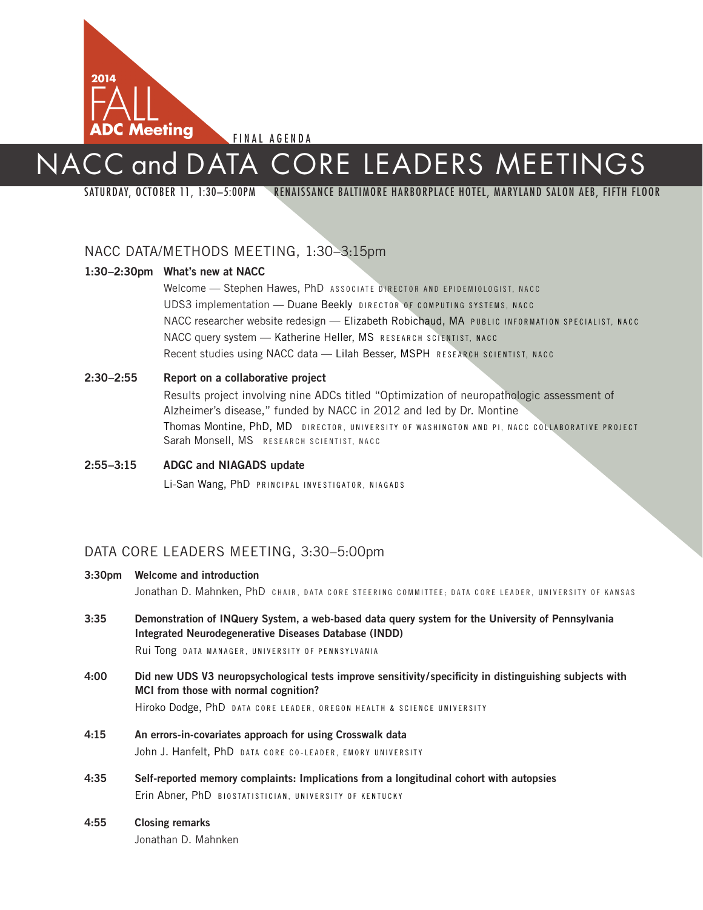2014 FALL ADC Meeting

FINAL AGENDA

# NACC and DATA CORE LEADERS MEETINGS

SATURDAY, OCTOBER 11, 1:30–5:00PM RENAISSANCE BALTIMORE HARBORPLACE HOTEL, MARYLAND SALON AEB, FIFTH FLOOR

## NACC DATA/METHODS MEETING, 1:30–3:15pm

**1:30–2:30pm What's new at NACC**

Welcome — Stephen Hawes, PhD ASSOCIATE DIRECTOR AND EPIDEMIOLOGIST, NACC
UDS3 implementation — Duane Beekly DIRECTOR OF COMPUTING SYSTEMS, NACC
NACC researcher website redesign — Elizabeth Robichaud, MA PUBLIC INFORMATION SPECIALIST, NACC
NACC query system — Katherine Heller, MS RESEARCH SCIENTIST, NACC
Recent studies using NACC data — Lilah Besser, MSPH RESEARCH SCIENTIST, NACC

**2:30–2:55 Report on a collaborative project**

Results project involving nine ADCs titled "Optimization of neuropathologic assessment of Alzheimer's disease," funded by NACC in 2012 and led by Dr. Montine
Thomas Montine, PhD, MD DIRECTOR, UNIVERSITY OF WASHINGTON AND PI, NACC COLLABORATIVE PROJECT
Sarah Monsell, MS RESEARCH SCIENTIST, NACC

**2:55–3:15 ADGC and NIAGADS update**

Li-San Wang, PhD PRINCIPAL INVESTIGATOR, NIAGADS

## DATA CORE LEADERS MEETING, 3:30–5:00pm

**3:30pm Welcome and introduction**

Jonathan D. Mahnken, PhD CHAIR, DATA CORE STEERING COMMITTEE; DATA CORE LEADER, UNIVERSITY OF KANSAS

**3:35 Demonstration of INQuery System, a web-based data query system for the University of Pennsylvania Integrated Neurodegenerative Diseases Database (INDD)**

Rui Tong DATA MANAGER, UNIVERSITY OF PENNSYLVANIA

**4:00 Did new UDS V3 neuropsychological tests improve sensitivity/specificity in distinguishing subjects with MCI from those with normal cognition?**

Hiroko Dodge, PhD DATA CORE LEADER, OREGON HEALTH & SCIENCE UNIVERSITY

**4:15 An errors-in-covariates approach for using Crosswalk data**

John J. Hanfelt, PhD DATA CORE CO-LEADER, EMORY UNIVERSITY

**4:35 Self-reported memory complaints: Implications from a longitudinal cohort with autopsies**

Erin Abner, PhD BIOSTATISTICIAN, UNIVERSITY OF KENTUCKY

**4:55 Closing remarks**

Jonathan D. Mahnken